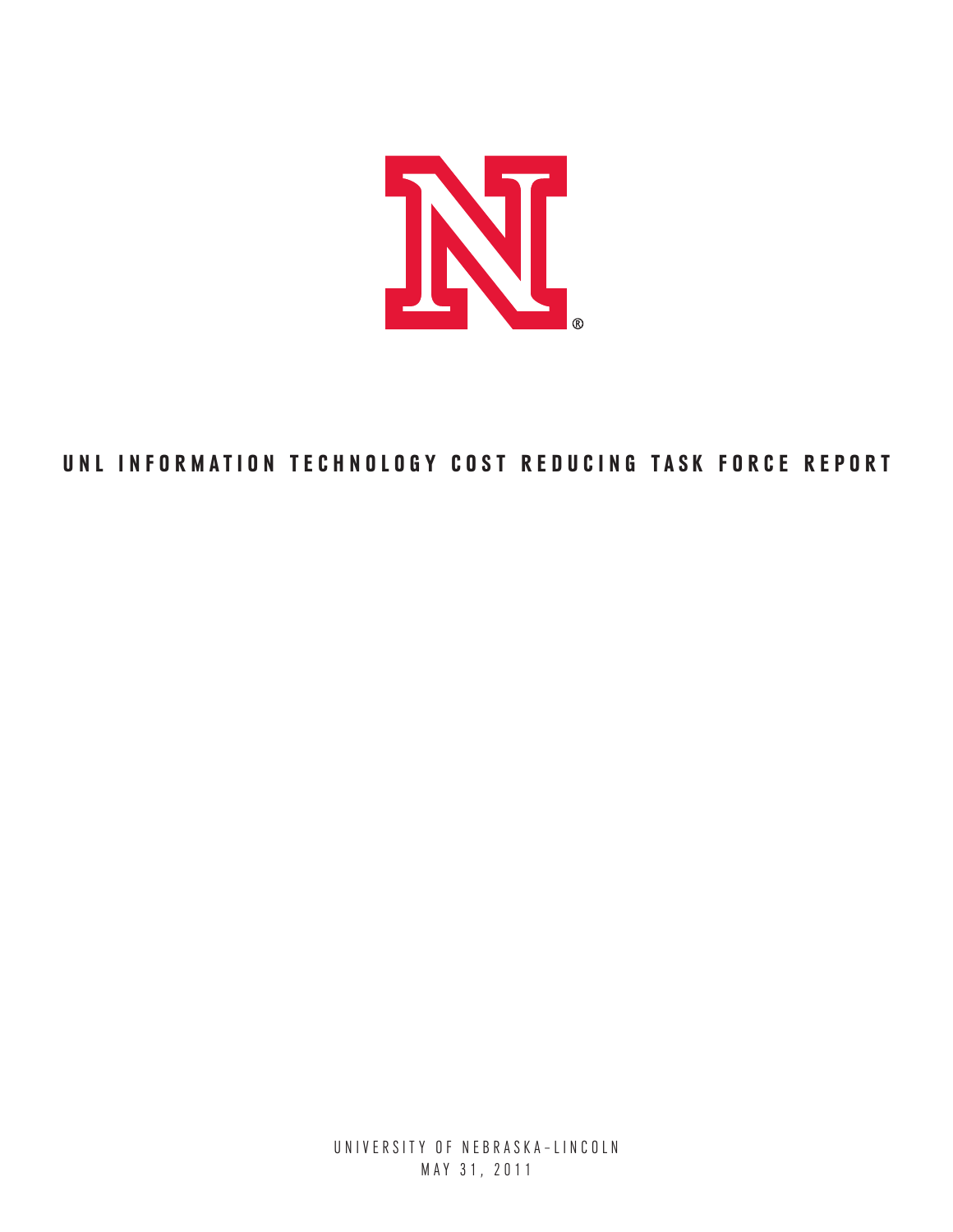# UNL INFORMATION TECHNOLOGY COST REDUCING TASK FORCE REPORT

UNIVERSITY OF NEBRASKA–LINCOLN

MAY 31, 2011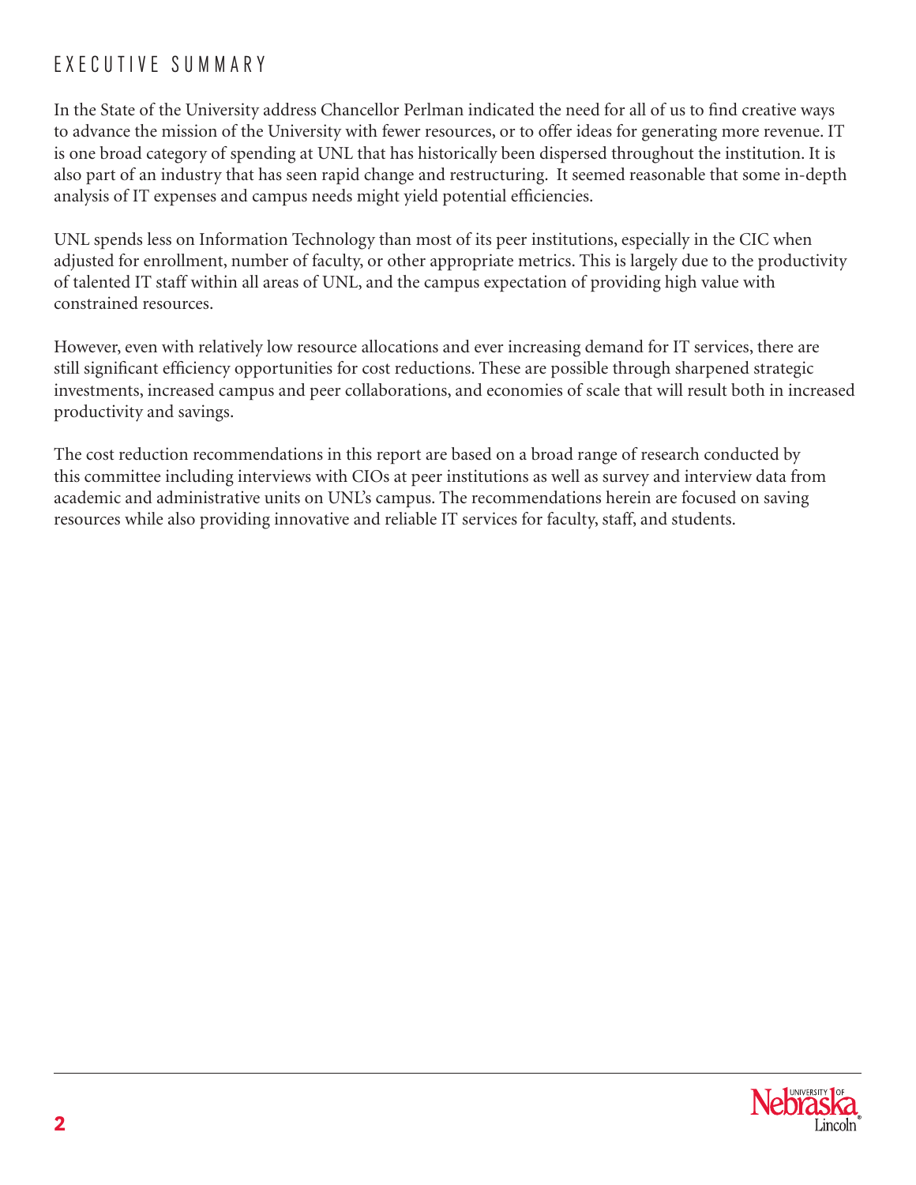# EXECUTIVE SUMMARY

In the State of the University address Chancellor Perlman indicated the need for all of us to find creative ways to advance the mission of the University with fewer resources, or to offer ideas for generating more revenue. IT is one broad category of spending at UNL that has historically been dispersed throughout the institution. It is also part of an industry that has seen rapid change and restructuring. It seemed reasonable that some in-depth analysis of IT expenses and campus needs might yield potential efficiencies.

UNL spends less on Information Technology than most of its peer institutions, especially in the CIC when adjusted for enrollment, number of faculty, or other appropriate metrics. This is largely due to the productivity of talented IT staff within all areas of UNL, and the campus expectation of providing high value with constrained resources.

However, even with relatively low resource allocations and ever increasing demand for IT services, there are still significant efficiency opportunities for cost reductions. These are possible through sharpened strategic investments, increased campus and peer collaborations, and economies of scale that will result both in increased productivity and savings.

The cost reduction recommendations in this report are based on a broad range of research conducted by this committee including interviews with CIOs at peer institutions as well as survey and interview data from academic and administrative units on UNL's campus. The recommendations herein are focused on saving resources while also providing innovative and reliable IT services for faculty, staff, and students.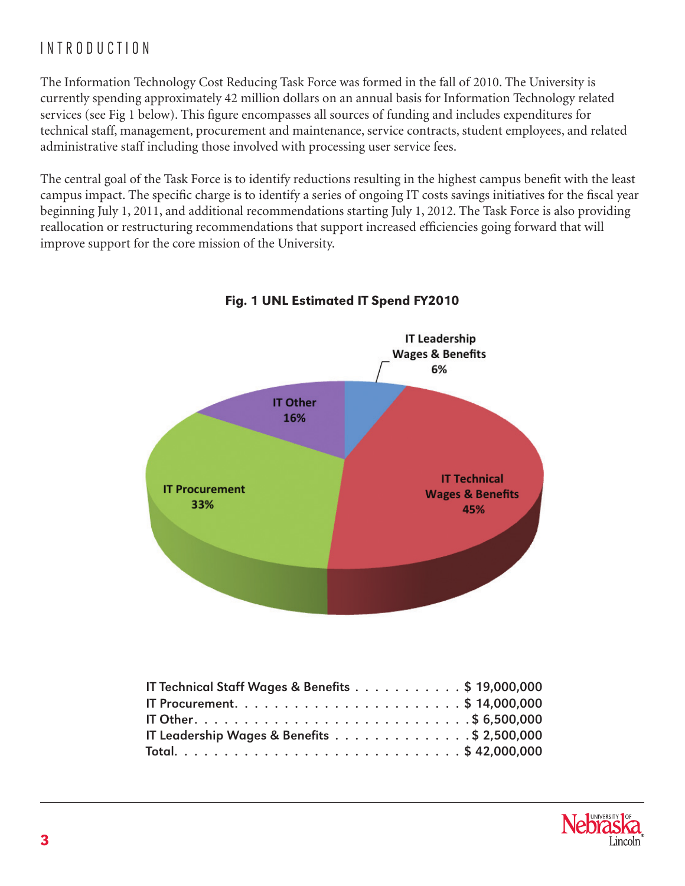# INTRODUCTION

The Information Technology Cost Reducing Task Force was formed in the fall of 2010. The University is currently spending approximately 42 million dollars on an annual basis for Information Technology related services (see Fig 1 below). This figure encompasses all sources of funding and includes expenditures for technical staff, management, procurement and maintenance, service contracts, student employees, and related administrative staff including those involved with processing user service fees.

The central goal of the Task Force is to identify reductions resulting in the highest campus benefit with the least campus impact. The specific charge is to identify a series of ongoing IT costs savings initiatives for the fiscal year beginning July 1, 2011, and additional recommendations starting July 1, 2012. The Task Force is also providing reallocation or restructuring recommendations that support increased efficiencies going forward that will improve support for the core mission of the University.

**Fig. 1 UNL Estimated IT Spend FY2010**

IT Leadership Wages & Benefits 6%
IT Other 16%
IT Procurement 33%
IT Technical Wages & Benefits 45%

| | |
|---|---|
| IT Technical Staff Wages & Benefits | $ 19,000,000 |
| IT Procurement | $ 14,000,000 |
| IT Other | $ 6,500,000 |
| IT Leadership Wages & Benefits | $ 2,500,000 |
| Total | $ 42,000,000 |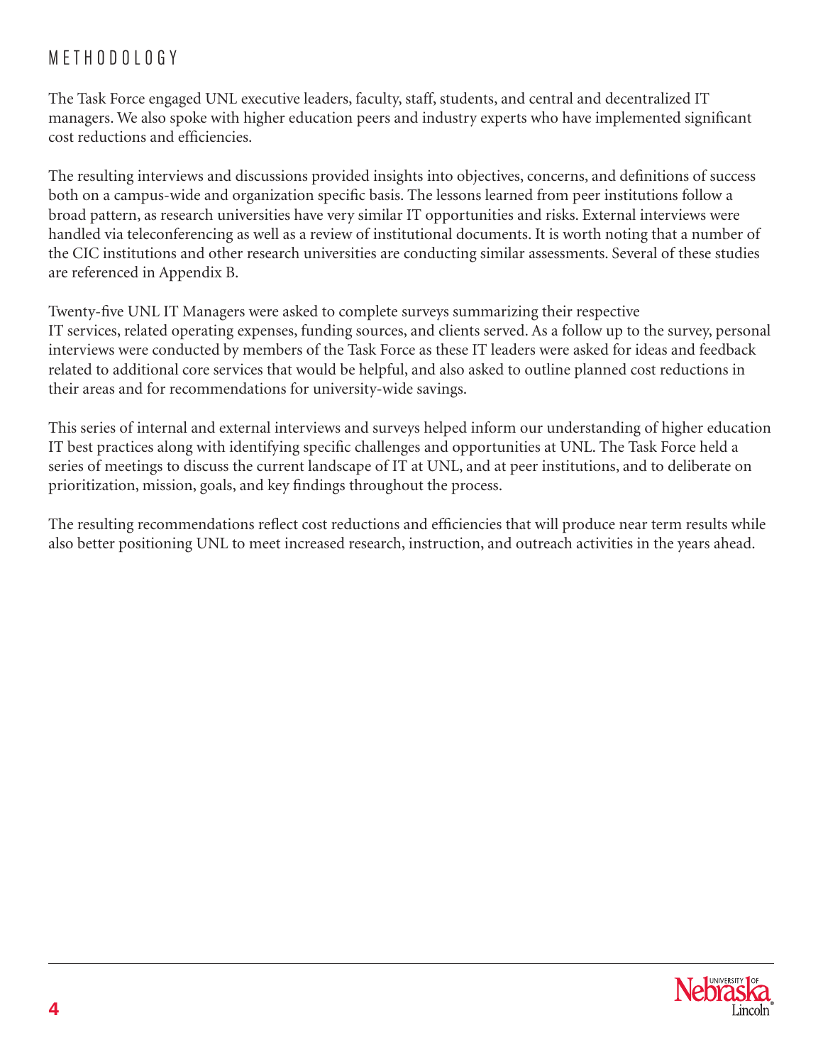# METHODOLOGY

The Task Force engaged UNL executive leaders, faculty, staff, students, and central and decentralized IT managers. We also spoke with higher education peers and industry experts who have implemented significant cost reductions and efficiencies.

The resulting interviews and discussions provided insights into objectives, concerns, and definitions of success both on a campus-wide and organization specific basis. The lessons learned from peer institutions follow a broad pattern, as research universities have very similar IT opportunities and risks. External interviews were handled via teleconferencing as well as a review of institutional documents. It is worth noting that a number of the CIC institutions and other research universities are conducting similar assessments. Several of these studies are referenced in Appendix B.

Twenty-five UNL IT Managers were asked to complete surveys summarizing their respective IT services, related operating expenses, funding sources, and clients served. As a follow up to the survey, personal interviews were conducted by members of the Task Force as these IT leaders were asked for ideas and feedback related to additional core services that would be helpful, and also asked to outline planned cost reductions in their areas and for recommendations for university-wide savings.

This series of internal and external interviews and surveys helped inform our understanding of higher education IT best practices along with identifying specific challenges and opportunities at UNL. The Task Force held a series of meetings to discuss the current landscape of IT at UNL, and at peer institutions, and to deliberate on prioritization, mission, goals, and key findings throughout the process.

The resulting recommendations reflect cost reductions and efficiencies that will produce near term results while also better positioning UNL to meet increased research, instruction, and outreach activities in the years ahead.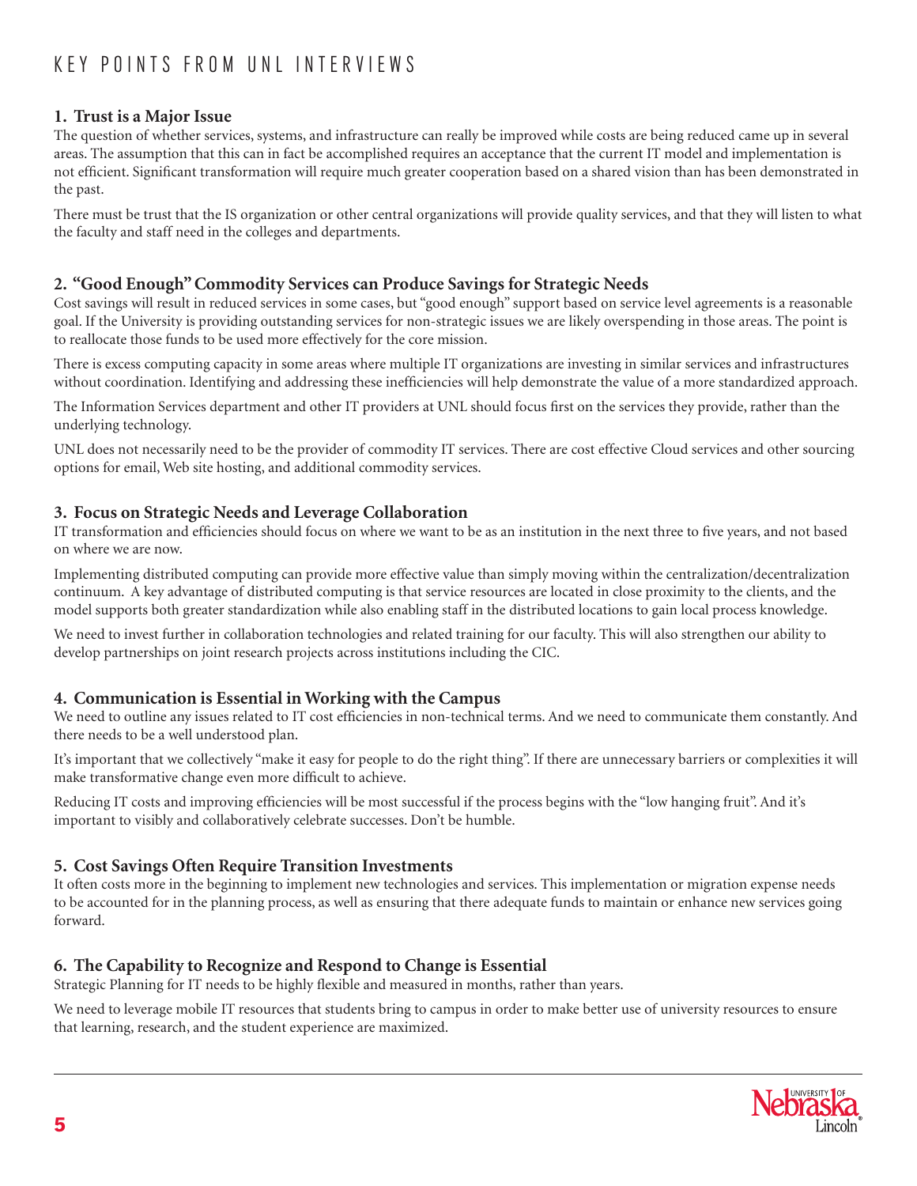# KEY POINTS FROM UNL INTERVIEWS

## 1. Trust is a Major Issue

The question of whether services, systems, and infrastructure can really be improved while costs are being reduced came up in several areas. The assumption that this can in fact be accomplished requires an acceptance that the current IT model and implementation is not efficient. Significant transformation will require much greater cooperation based on a shared vision than has been demonstrated in the past.

There must be trust that the IS organization or other central organizations will provide quality services, and that they will listen to what the faculty and staff need in the colleges and departments.

## 2. "Good Enough" Commodity Services can Produce Savings for Strategic Needs

Cost savings will result in reduced services in some cases, but "good enough" support based on service level agreements is a reasonable goal. If the University is providing outstanding services for non-strategic issues we are likely overspending in those areas. The point is to reallocate those funds to be used more effectively for the core mission.

There is excess computing capacity in some areas where multiple IT organizations are investing in similar services and infrastructures without coordination. Identifying and addressing these inefficiencies will help demonstrate the value of a more standardized approach.

The Information Services department and other IT providers at UNL should focus first on the services they provide, rather than the underlying technology.

UNL does not necessarily need to be the provider of commodity IT services. There are cost effective Cloud services and other sourcing options for email, Web site hosting, and additional commodity services.

## 3. Focus on Strategic Needs and Leverage Collaboration

IT transformation and efficiencies should focus on where we want to be as an institution in the next three to five years, and not based on where we are now.

Implementing distributed computing can provide more effective value than simply moving within the centralization/decentralization continuum. A key advantage of distributed computing is that service resources are located in close proximity to the clients, and the model supports both greater standardization while also enabling staff in the distributed locations to gain local process knowledge.

We need to invest further in collaboration technologies and related training for our faculty. This will also strengthen our ability to develop partnerships on joint research projects across institutions including the CIC.

## 4. Communication is Essential in Working with the Campus

We need to outline any issues related to IT cost efficiencies in non-technical terms. And we need to communicate them constantly. And there needs to be a well understood plan.

It's important that we collectively "make it easy for people to do the right thing". If there are unnecessary barriers or complexities it will make transformative change even more difficult to achieve.

Reducing IT costs and improving efficiencies will be most successful if the process begins with the "low hanging fruit". And it's important to visibly and collaboratively celebrate successes. Don't be humble.

## 5. Cost Savings Often Require Transition Investments

It often costs more in the beginning to implement new technologies and services. This implementation or migration expense needs to be accounted for in the planning process, as well as ensuring that there adequate funds to maintain or enhance new services going forward.

## 6. The Capability to Recognize and Respond to Change is Essential

Strategic Planning for IT needs to be highly flexible and measured in months, rather than years.

We need to leverage mobile IT resources that students bring to campus in order to make better use of university resources to ensure that learning, research, and the student experience are maximized.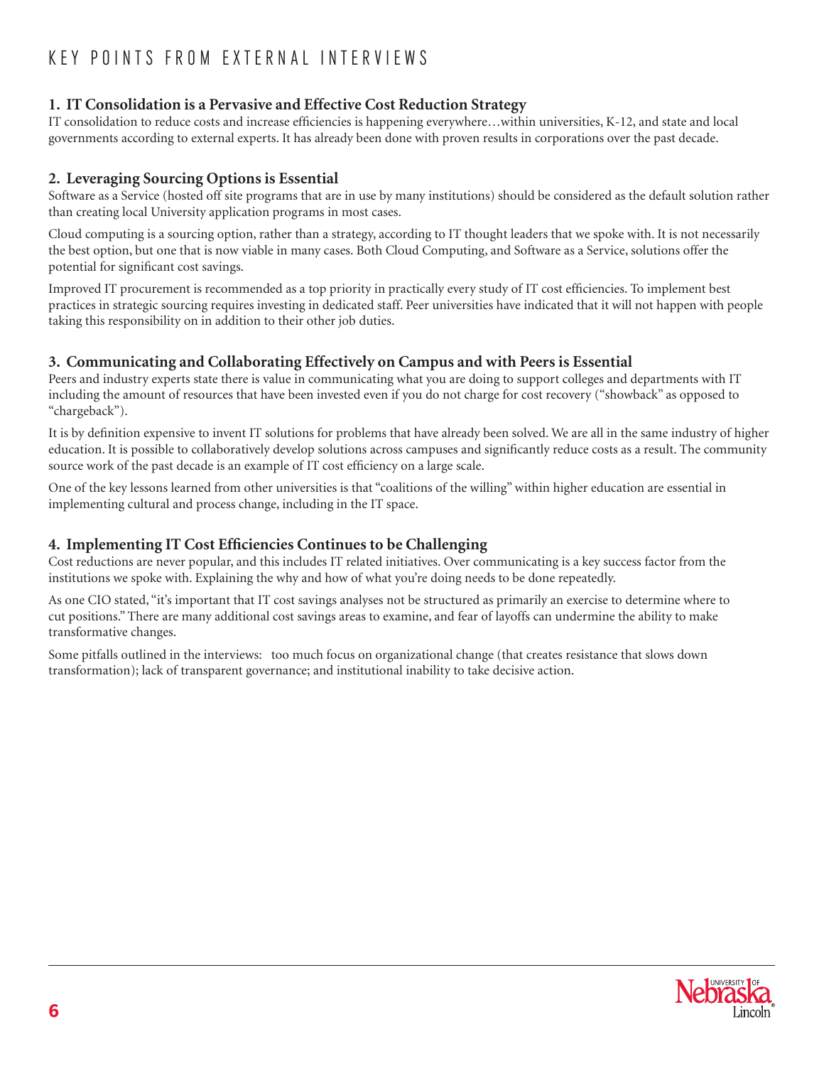# KEY POINTS FROM EXTERNAL INTERVIEWS

## 1. IT Consolidation is a Pervasive and Effective Cost Reduction Strategy

IT consolidation to reduce costs and increase efficiencies is happening everywhere…within universities, K-12, and state and local governments according to external experts. It has already been done with proven results in corporations over the past decade.

## 2. Leveraging Sourcing Options is Essential

Software as a Service (hosted off site programs that are in use by many institutions) should be considered as the default solution rather than creating local University application programs in most cases.

Cloud computing is a sourcing option, rather than a strategy, according to IT thought leaders that we spoke with. It is not necessarily the best option, but one that is now viable in many cases. Both Cloud Computing, and Software as a Service, solutions offer the potential for significant cost savings.

Improved IT procurement is recommended as a top priority in practically every study of IT cost efficiencies. To implement best practices in strategic sourcing requires investing in dedicated staff. Peer universities have indicated that it will not happen with people taking this responsibility on in addition to their other job duties.

## 3. Communicating and Collaborating Effectively on Campus and with Peers is Essential

Peers and industry experts state there is value in communicating what you are doing to support colleges and departments with IT including the amount of resources that have been invested even if you do not charge for cost recovery ("showback" as opposed to "chargeback").

It is by definition expensive to invent IT solutions for problems that have already been solved. We are all in the same industry of higher education. It is possible to collaboratively develop solutions across campuses and significantly reduce costs as a result. The community source work of the past decade is an example of IT cost efficiency on a large scale.

One of the key lessons learned from other universities is that "coalitions of the willing" within higher education are essential in implementing cultural and process change, including in the IT space.

## 4. Implementing IT Cost Efficiencies Continues to be Challenging

Cost reductions are never popular, and this includes IT related initiatives. Over communicating is a key success factor from the institutions we spoke with. Explaining the why and how of what you're doing needs to be done repeatedly.

As one CIO stated, "it's important that IT cost savings analyses not be structured as primarily an exercise to determine where to cut positions." There are many additional cost savings areas to examine, and fear of layoffs can undermine the ability to make transformative changes.

Some pitfalls outlined in the interviews: too much focus on organizational change (that creates resistance that slows down transformation); lack of transparent governance; and institutional inability to take decisive action.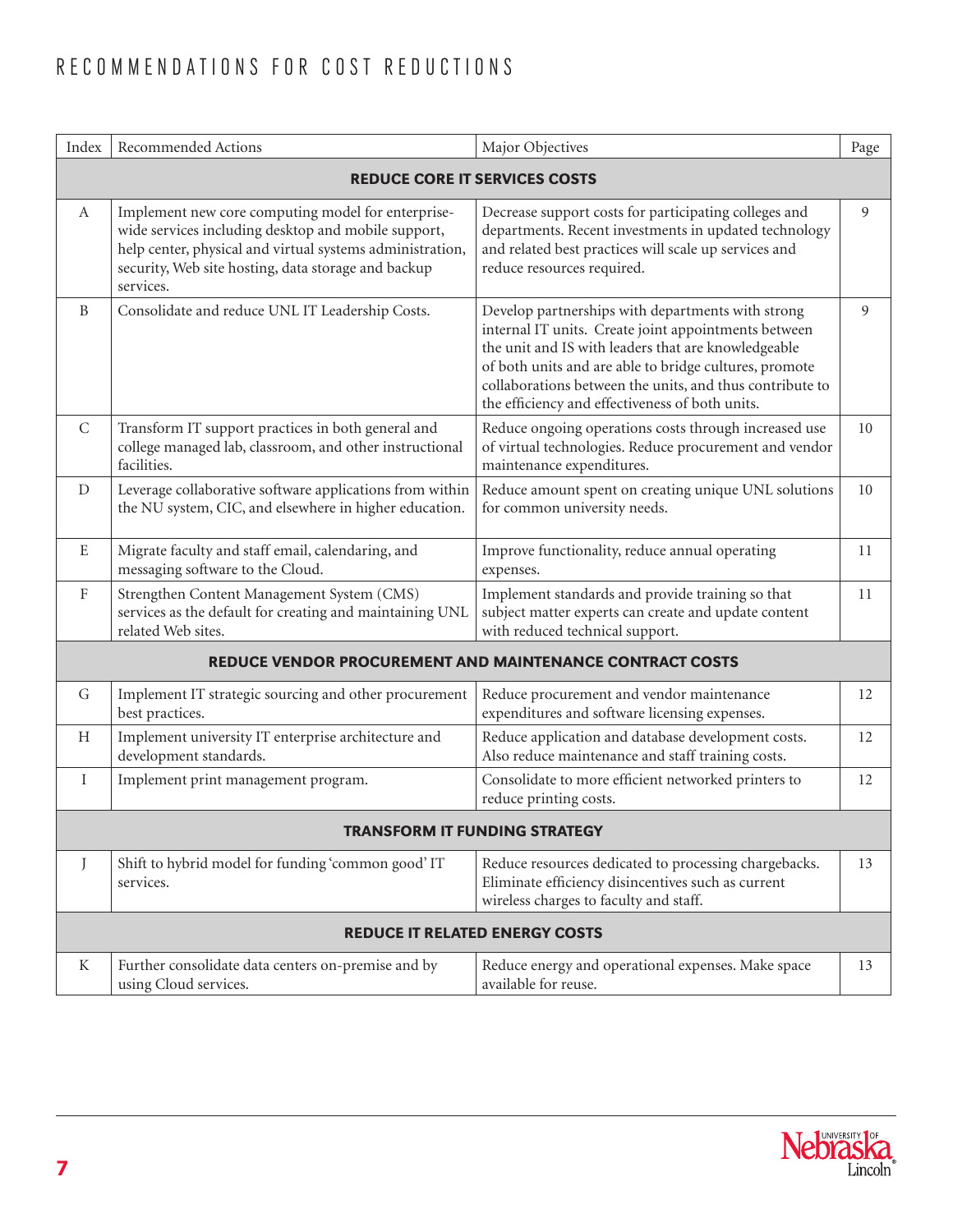# RECOMMENDATIONS FOR COST REDUCTIONS

| Index | Recommended Actions | Major Objectives | Page |
|---|---|---|---|
| **REDUCE CORE IT SERVICES COSTS** | | | |
| A | Implement new core computing model for enterprise-wide services including desktop and mobile support, help center, physical and virtual systems administration, security, Web site hosting, data storage and backup services. | Decrease support costs for participating colleges and departments. Recent investments in updated technology and related best practices will scale up services and reduce resources required. | 9 |
| B | Consolidate and reduce UNL IT Leadership Costs. | Develop partnerships with departments with strong internal IT units. Create joint appointments between the unit and IS with leaders that are knowledgeable of both units and are able to bridge cultures, promote collaborations between the units, and thus contribute to the efficiency and effectiveness of both units. | 9 |
| C | Transform IT support practices in both general and college managed lab, classroom, and other instructional facilities. | Reduce ongoing operations costs through increased use of virtual technologies. Reduce procurement and vendor maintenance expenditures. | 10 |
| D | Leverage collaborative software applications from within the NU system, CIC, and elsewhere in higher education. | Reduce amount spent on creating unique UNL solutions for common university needs. | 10 |
| E | Migrate faculty and staff email, calendaring, and messaging software to the Cloud. | Improve functionality, reduce annual operating expenses. | 11 |
| F | Strengthen Content Management System (CMS) services as the default for creating and maintaining UNL related Web sites. | Implement standards and provide training so that subject matter experts can create and update content with reduced technical support. | 11 |
| **REDUCE VENDOR PROCUREMENT AND MAINTENANCE CONTRACT COSTS** | | | |
| G | Implement IT strategic sourcing and other procurement best practices. | Reduce procurement and vendor maintenance expenditures and software licensing expenses. | 12 |
| H | Implement university IT enterprise architecture and development standards. | Reduce application and database development costs. Also reduce maintenance and staff training costs. | 12 |
| I | Implement print management program. | Consolidate to more efficient networked printers to reduce printing costs. | 12 |
| **TRANSFORM IT FUNDING STRATEGY** | | | |
| J | Shift to hybrid model for funding 'common good' IT services. | Reduce resources dedicated to processing chargebacks. Eliminate efficiency disincentives such as current wireless charges to faculty and staff. | 13 |
| **REDUCE IT RELATED ENERGY COSTS** | | | |
| K | Further consolidate data centers on-premise and by using Cloud services. | Reduce energy and operational expenses. Make space available for reuse. | 13 |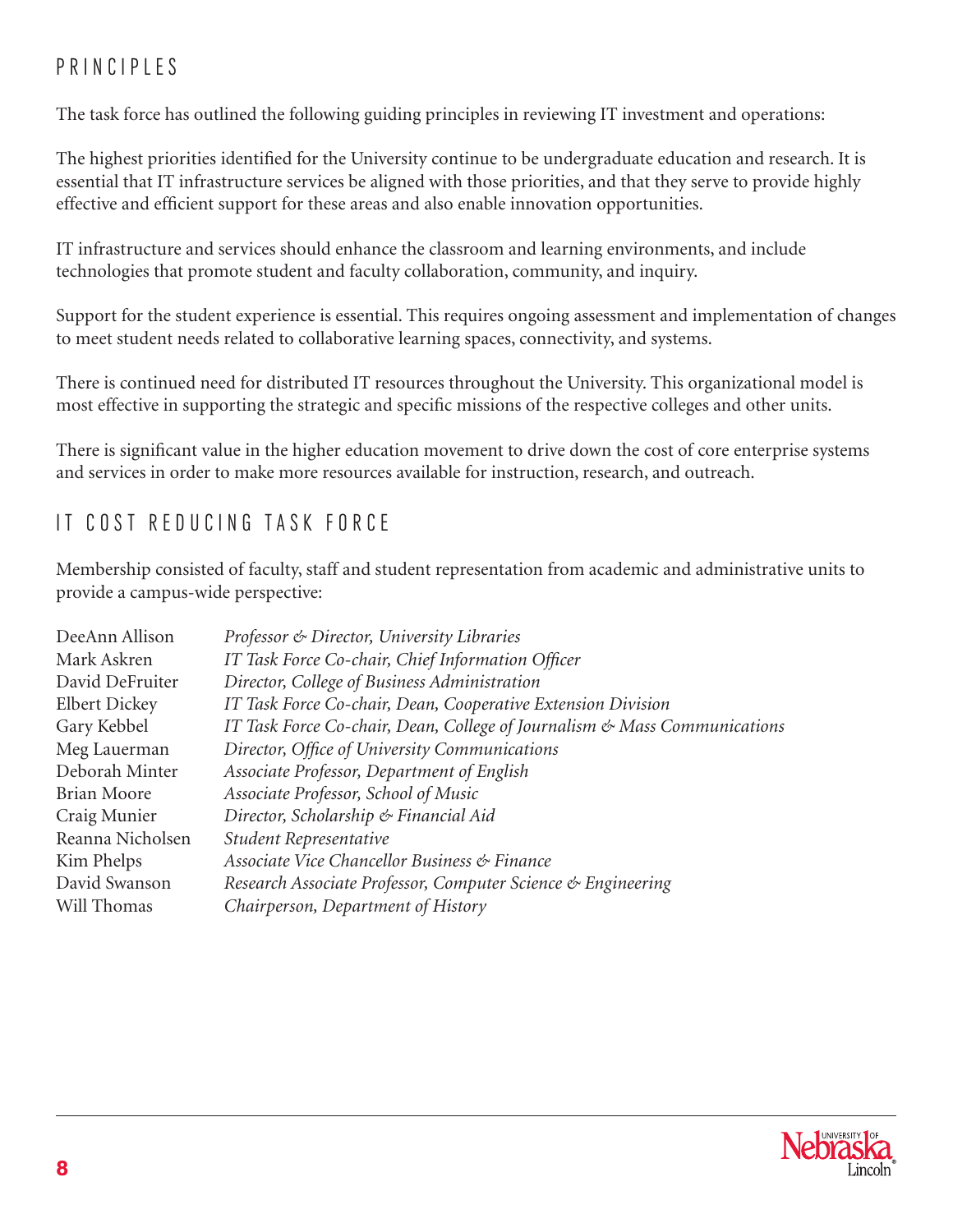## PRINCIPLES

The task force has outlined the following guiding principles in reviewing IT investment and operations:

The highest priorities identified for the University continue to be undergraduate education and research. It is essential that IT infrastructure services be aligned with those priorities, and that they serve to provide highly effective and efficient support for these areas and also enable innovation opportunities.

IT infrastructure and services should enhance the classroom and learning environments, and include technologies that promote student and faculty collaboration, community, and inquiry.

Support for the student experience is essential. This requires ongoing assessment and implementation of changes to meet student needs related to collaborative learning spaces, connectivity, and systems.

There is continued need for distributed IT resources throughout the University. This organizational model is most effective in supporting the strategic and specific missions of the respective colleges and other units.

There is significant value in the higher education movement to drive down the cost of core enterprise systems and services in order to make more resources available for instruction, research, and outreach.

## IT COST REDUCING TASK FORCE

Membership consisted of faculty, staff and student representation from academic and administrative units to provide a campus-wide perspective:

| | |
|---|---|
| DeeAnn Allison | *Professor & Director, University Libraries* |
| Mark Askren | *IT Task Force Co-chair, Chief Information Officer* |
| David DeFruiter | *Director, College of Business Administration* |
| Elbert Dickey | *IT Task Force Co-chair, Dean, Cooperative Extension Division* |
| Gary Kebbel | *IT Task Force Co-chair, Dean, College of Journalism & Mass Communications* |
| Meg Lauerman | *Director, Office of University Communications* |
| Deborah Minter | *Associate Professor, Department of English* |
| Brian Moore | *Associate Professor, School of Music* |
| Craig Munier | *Director, Scholarship & Financial Aid* |
| Reanna Nicholsen | *Student Representative* |
| Kim Phelps | *Associate Vice Chancellor Business & Finance* |
| David Swanson | *Research Associate Professor, Computer Science & Engineering* |
| Will Thomas | *Chairperson, Department of History* |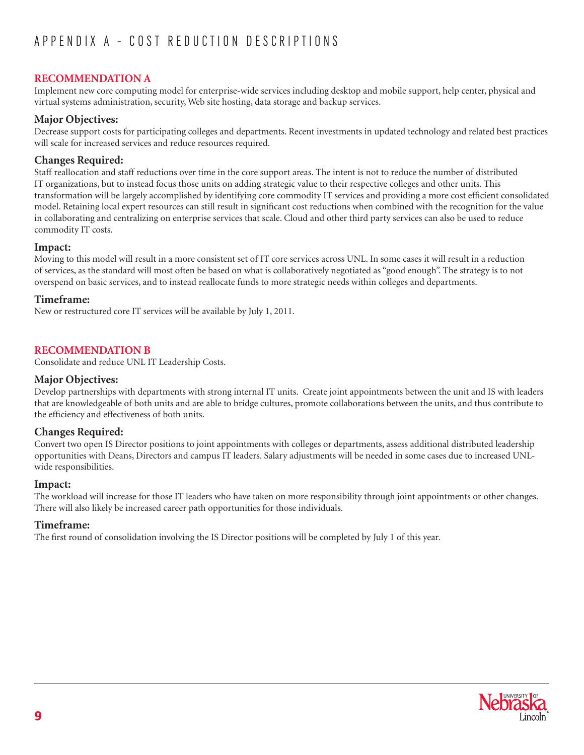# APPENDIX A - COST REDUCTION DESCRIPTIONS

## RECOMMENDATION A

Implement new core computing model for enterprise-wide services including desktop and mobile support, help center, physical and virtual systems administration, security, Web site hosting, data storage and backup services.

### Major Objectives:

Decrease support costs for participating colleges and departments. Recent investments in updated technology and related best practices will scale for increased services and reduce resources required.

### Changes Required:

Staff reallocation and staff reductions over time in the core support areas. The intent is not to reduce the number of distributed IT organizations, but to instead focus those units on adding strategic value to their respective colleges and other units. This transformation will be largely accomplished by identifying core commodity IT services and providing a more cost efficient consolidated model. Retaining local expert resources can still result in significant cost reductions when combined with the recognition for the value in collaborating and centralizing on enterprise services that scale. Cloud and other third party services can also be used to reduce commodity IT costs.

### Impact:

Moving to this model will result in a more consistent set of IT core services across UNL. In some cases it will result in a reduction of services, as the standard will most often be based on what is collaboratively negotiated as "good enough". The strategy is to not overspend on basic services, and to instead reallocate funds to more strategic needs within colleges and departments.

### Timeframe:

New or restructured core IT services will be available by July 1, 2011.

## RECOMMENDATION B

Consolidate and reduce UNL IT Leadership Costs.

### Major Objectives:

Develop partnerships with departments with strong internal IT units. Create joint appointments between the unit and IS with leaders that are knowledgeable of both units and are able to bridge cultures, promote collaborations between the units, and thus contribute to the efficiency and effectiveness of both units.

### Changes Required:

Convert two open IS Director positions to joint appointments with colleges or departments, assess additional distributed leadership opportunities with Deans, Directors and campus IT leaders. Salary adjustments will be needed in some cases due to increased UNL-wide responsibilities.

### Impact:

The workload will increase for those IT leaders who have taken on more responsibility through joint appointments or other changes. There will also likely be increased career path opportunities for those individuals.

### Timeframe:

The first round of consolidation involving the IS Director positions will be completed by July 1 of this year.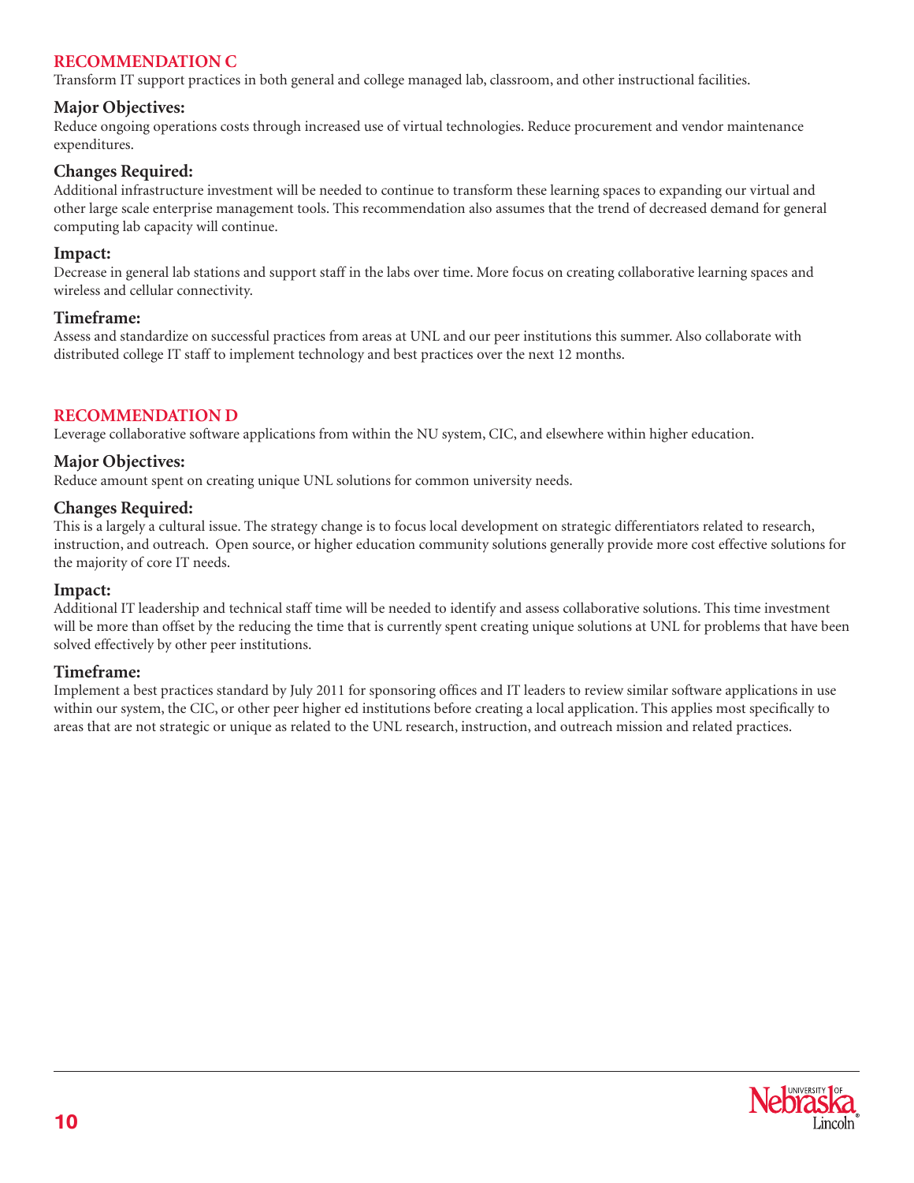## RECOMMENDATION C

Transform IT support practices in both general and college managed lab, classroom, and other instructional facilities.

### Major Objectives:

Reduce ongoing operations costs through increased use of virtual technologies. Reduce procurement and vendor maintenance expenditures.

### Changes Required:

Additional infrastructure investment will be needed to continue to transform these learning spaces to expanding our virtual and other large scale enterprise management tools. This recommendation also assumes that the trend of decreased demand for general computing lab capacity will continue.

### Impact:

Decrease in general lab stations and support staff in the labs over time. More focus on creating collaborative learning spaces and wireless and cellular connectivity.

### Timeframe:

Assess and standardize on successful practices from areas at UNL and our peer institutions this summer. Also collaborate with distributed college IT staff to implement technology and best practices over the next 12 months.

## RECOMMENDATION D

Leverage collaborative software applications from within the NU system, CIC, and elsewhere within higher education.

### Major Objectives:

Reduce amount spent on creating unique UNL solutions for common university needs.

### Changes Required:

This is a largely a cultural issue. The strategy change is to focus local development on strategic differentiators related to research, instruction, and outreach. Open source, or higher education community solutions generally provide more cost effective solutions for the majority of core IT needs.

### Impact:

Additional IT leadership and technical staff time will be needed to identify and assess collaborative solutions. This time investment will be more than offset by the reducing the time that is currently spent creating unique solutions at UNL for problems that have been solved effectively by other peer institutions.

### Timeframe:

Implement a best practices standard by July 2011 for sponsoring offices and IT leaders to review similar software applications in use within our system, the CIC, or other peer higher ed institutions before creating a local application. This applies most specifically to areas that are not strategic or unique as related to the UNL research, instruction, and outreach mission and related practices.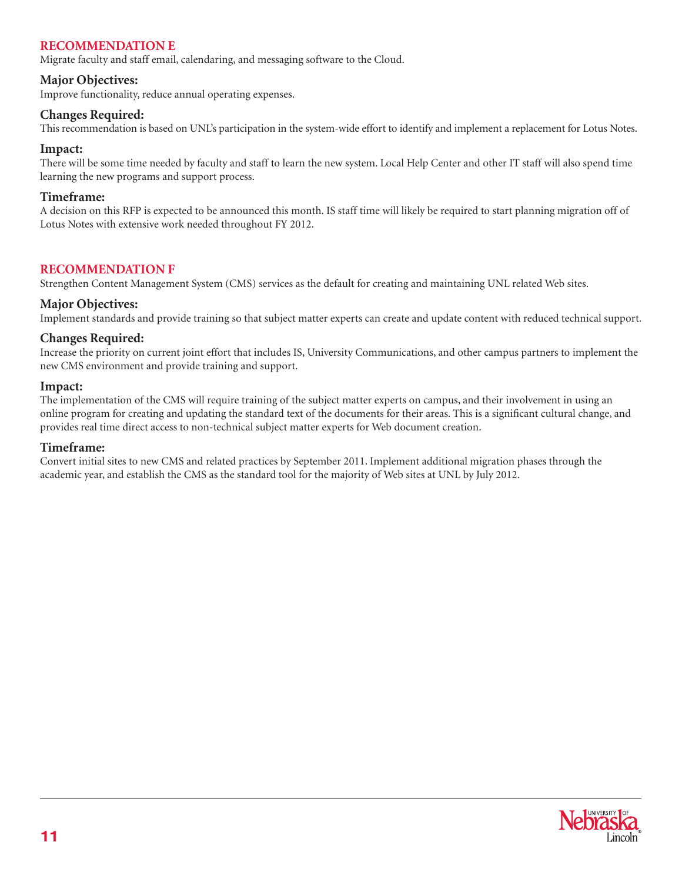## RECOMMENDATION E

Migrate faculty and staff email, calendaring, and messaging software to the Cloud.

### Major Objectives:

Improve functionality, reduce annual operating expenses.

### Changes Required:

This recommendation is based on UNL's participation in the system-wide effort to identify and implement a replacement for Lotus Notes.

### Impact:

There will be some time needed by faculty and staff to learn the new system. Local Help Center and other IT staff will also spend time learning the new programs and support process.

### Timeframe:

A decision on this RFP is expected to be announced this month. IS staff time will likely be required to start planning migration off of Lotus Notes with extensive work needed throughout FY 2012.

## RECOMMENDATION F

Strengthen Content Management System (CMS) services as the default for creating and maintaining UNL related Web sites.

### Major Objectives:

Implement standards and provide training so that subject matter experts can create and update content with reduced technical support.

### Changes Required:

Increase the priority on current joint effort that includes IS, University Communications, and other campus partners to implement the new CMS environment and provide training and support.

### Impact:

The implementation of the CMS will require training of the subject matter experts on campus, and their involvement in using an online program for creating and updating the standard text of the documents for their areas. This is a significant cultural change, and provides real time direct access to non-technical subject matter experts for Web document creation.

### Timeframe:

Convert initial sites to new CMS and related practices by September 2011. Implement additional migration phases through the academic year, and establish the CMS as the standard tool for the majority of Web sites at UNL by July 2012.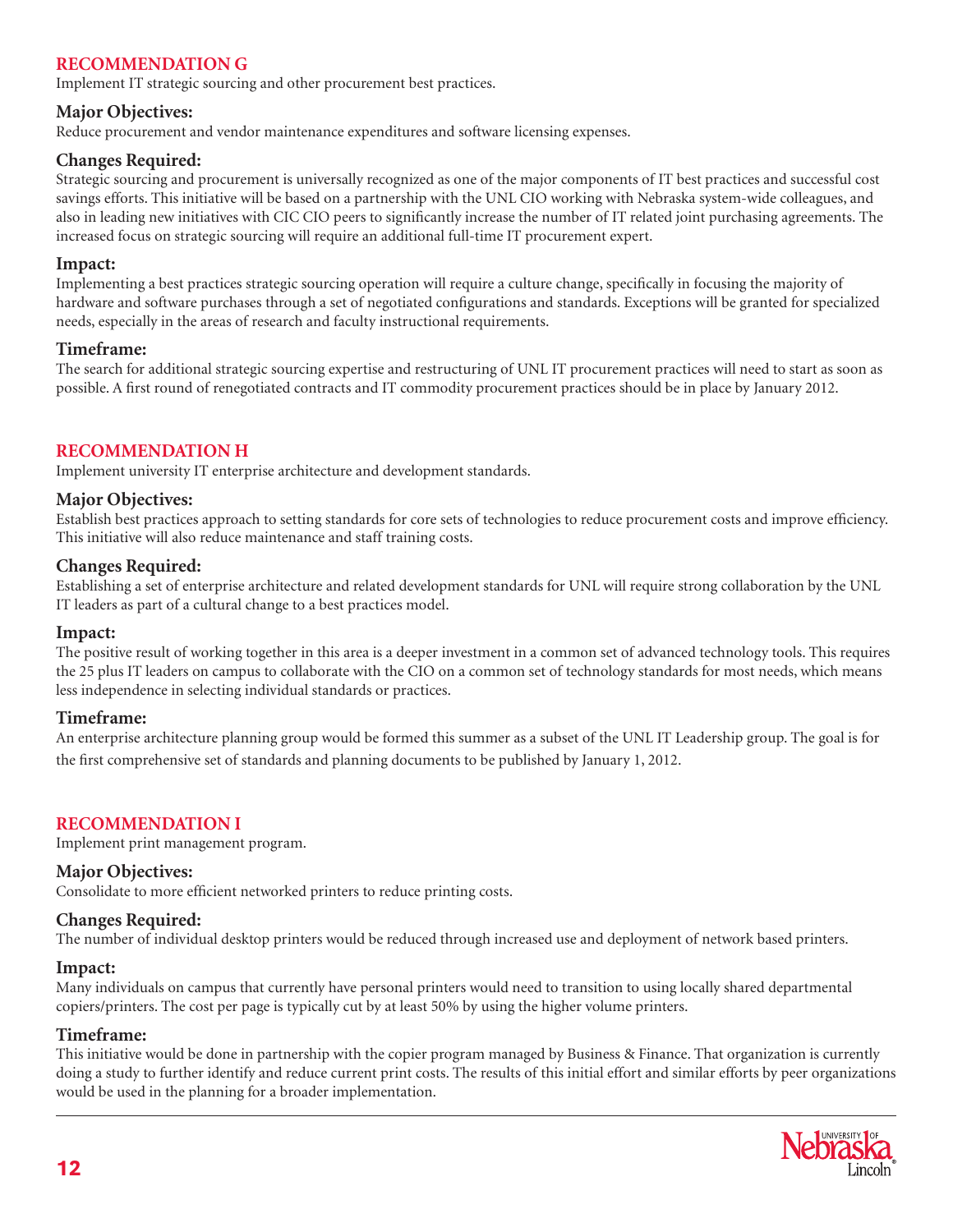## RECOMMENDATION G

Implement IT strategic sourcing and other procurement best practices.

### Major Objectives:

Reduce procurement and vendor maintenance expenditures and software licensing expenses.

### Changes Required:

Strategic sourcing and procurement is universally recognized as one of the major components of IT best practices and successful cost savings efforts. This initiative will be based on a partnership with the UNL CIO working with Nebraska system-wide colleagues, and also in leading new initiatives with CIC CIO peers to significantly increase the number of IT related joint purchasing agreements. The increased focus on strategic sourcing will require an additional full-time IT procurement expert.

### Impact:

Implementing a best practices strategic sourcing operation will require a culture change, specifically in focusing the majority of hardware and software purchases through a set of negotiated configurations and standards. Exceptions will be granted for specialized needs, especially in the areas of research and faculty instructional requirements.

### Timeframe:

The search for additional strategic sourcing expertise and restructuring of UNL IT procurement practices will need to start as soon as possible. A first round of renegotiated contracts and IT commodity procurement practices should be in place by January 2012.

## RECOMMENDATION H

Implement university IT enterprise architecture and development standards.

### Major Objectives:

Establish best practices approach to setting standards for core sets of technologies to reduce procurement costs and improve efficiency. This initiative will also reduce maintenance and staff training costs.

### Changes Required:

Establishing a set of enterprise architecture and related development standards for UNL will require strong collaboration by the UNL IT leaders as part of a cultural change to a best practices model.

### Impact:

The positive result of working together in this area is a deeper investment in a common set of advanced technology tools. This requires the 25 plus IT leaders on campus to collaborate with the CIO on a common set of technology standards for most needs, which means less independence in selecting individual standards or practices.

### Timeframe:

An enterprise architecture planning group would be formed this summer as a subset of the UNL IT Leadership group. The goal is for the first comprehensive set of standards and planning documents to be published by January 1, 2012.

## RECOMMENDATION I

Implement print management program.

### Major Objectives:

Consolidate to more efficient networked printers to reduce printing costs.

### Changes Required:

The number of individual desktop printers would be reduced through increased use and deployment of network based printers.

### Impact:

Many individuals on campus that currently have personal printers would need to transition to using locally shared departmental copiers/printers. The cost per page is typically cut by at least 50% by using the higher volume printers.

### Timeframe:

This initiative would be done in partnership with the copier program managed by Business & Finance. That organization is currently doing a study to further identify and reduce current print costs. The results of this initial effort and similar efforts by peer organizations would be used in the planning for a broader implementation.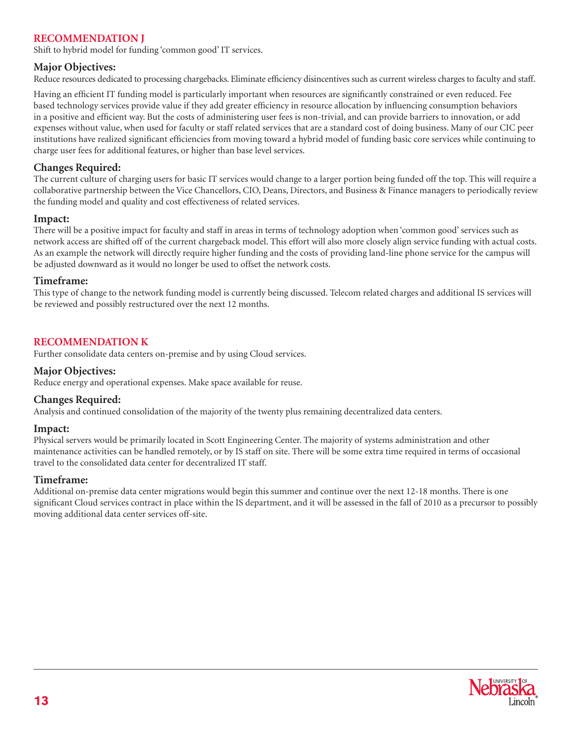## RECOMMENDATION J

Shift to hybrid model for funding 'common good' IT services.

### Major Objectives:

Reduce resources dedicated to processing chargebacks. Eliminate efficiency disincentives such as current wireless charges to faculty and staff.

Having an efficient IT funding model is particularly important when resources are significantly constrained or even reduced. Fee based technology services provide value if they add greater efficiency in resource allocation by influencing consumption behaviors in a positive and efficient way. But the costs of administering user fees is non-trivial, and can provide barriers to innovation, or add expenses without value, when used for faculty or staff related services that are a standard cost of doing business. Many of our CIC peer institutions have realized significant efficiencies from moving toward a hybrid model of funding basic core services while continuing to charge user fees for additional features, or higher than base level services.

### Changes Required:

The current culture of charging users for basic IT services would change to a larger portion being funded off the top. This will require a collaborative partnership between the Vice Chancellors, CIO, Deans, Directors, and Business & Finance managers to periodically review the funding model and quality and cost effectiveness of related services.

### Impact:

There will be a positive impact for faculty and staff in areas in terms of technology adoption when 'common good' services such as network access are shifted off of the current chargeback model. This effort will also more closely align service funding with actual costs. As an example the network will directly require higher funding and the costs of providing land-line phone service for the campus will be adjusted downward as it would no longer be used to offset the network costs.

### Timeframe:

This type of change to the network funding model is currently being discussed. Telecom related charges and additional IS services will be reviewed and possibly restructured over the next 12 months.

## RECOMMENDATION K

Further consolidate data centers on-premise and by using Cloud services.

### Major Objectives:

Reduce energy and operational expenses. Make space available for reuse.

### Changes Required:

Analysis and continued consolidation of the majority of the twenty plus remaining decentralized data centers.

### Impact:

Physical servers would be primarily located in Scott Engineering Center. The majority of systems administration and other maintenance activities can be handled remotely, or by IS staff on site. There will be some extra time required in terms of occasional travel to the consolidated data center for decentralized IT staff.

### Timeframe:

Additional on-premise data center migrations would begin this summer and continue over the next 12-18 months. There is one significant Cloud services contract in place within the IS department, and it will be assessed in the fall of 2010 as a precursor to possibly moving additional data center services off-site.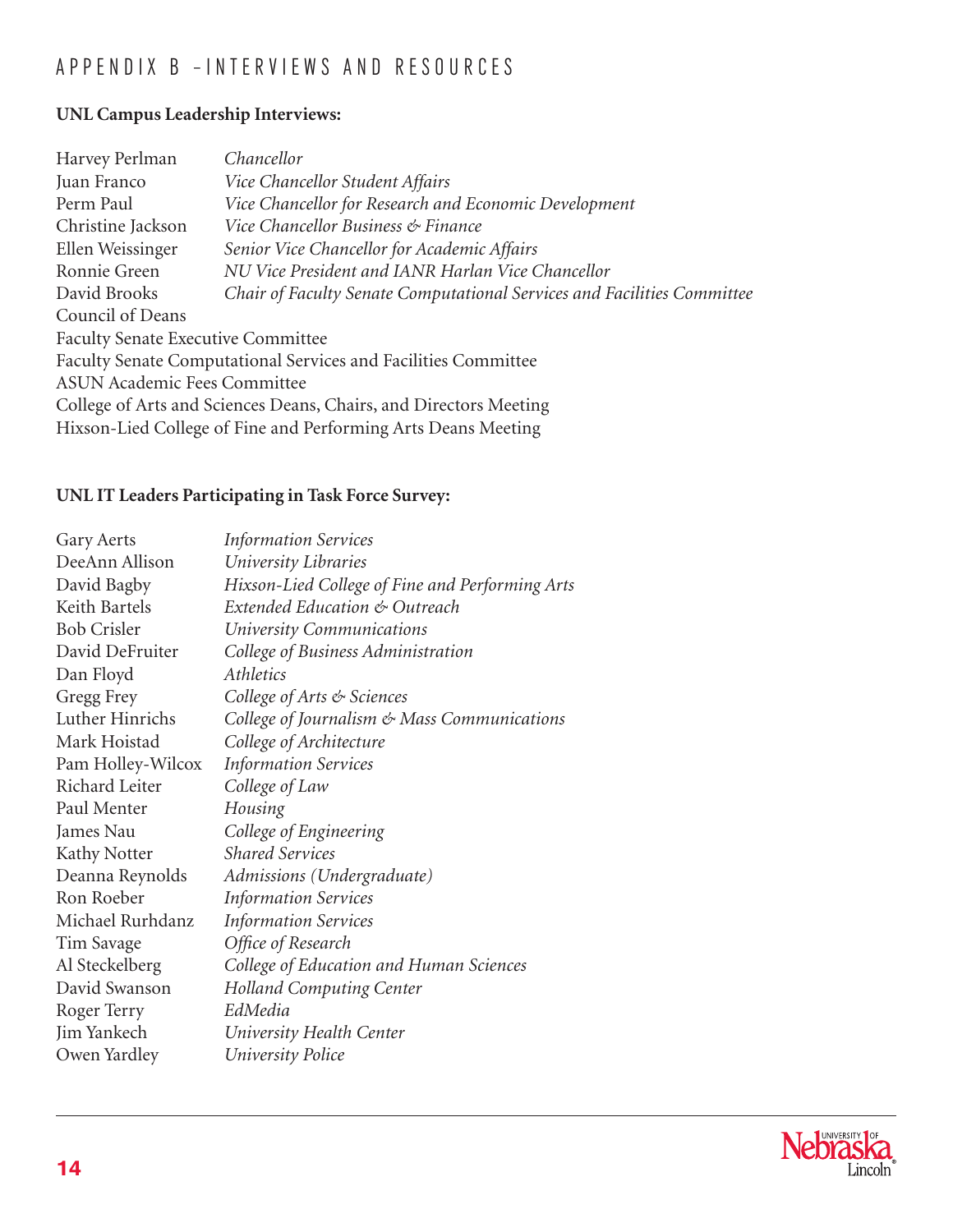# APPENDIX B – INTERVIEWS AND RESOURCES

**UNL Campus Leadership Interviews:**

| | |
|---|---|
| Harvey Perlman | *Chancellor* |
| Juan Franco | *Vice Chancellor Student Affairs* |
| Perm Paul | *Vice Chancellor for Research and Economic Development* |
| Christine Jackson | *Vice Chancellor Business & Finance* |
| Ellen Weissinger | *Senior Vice Chancellor for Academic Affairs* |
| Ronnie Green | *NU Vice President and IANR Harlan Vice Chancellor* |
| David Brooks | *Chair of Faculty Senate Computational Services and Facilities Committee* |

Council of Deans
Faculty Senate Executive Committee
Faculty Senate Computational Services and Facilities Committee
ASUN Academic Fees Committee
College of Arts and Sciences Deans, Chairs, and Directors Meeting
Hixson-Lied College of Fine and Performing Arts Deans Meeting

**UNL IT Leaders Participating in Task Force Survey:**

| | |
|---|---|
| Gary Aerts | *Information Services* |
| DeeAnn Allison | *University Libraries* |
| David Bagby | *Hixson-Lied College of Fine and Performing Arts* |
| Keith Bartels | *Extended Education & Outreach* |
| Bob Crisler | *University Communications* |
| David DeFruiter | *College of Business Administration* |
| Dan Floyd | *Athletics* |
| Gregg Frey | *College of Arts & Sciences* |
| Luther Hinrichs | *College of Journalism & Mass Communications* |
| Mark Hoistad | *College of Architecture* |
| Pam Holley-Wilcox | *Information Services* |
| Richard Leiter | *College of Law* |
| Paul Menter | *Housing* |
| James Nau | *College of Engineering* |
| Kathy Notter | *Shared Services* |
| Deanna Reynolds | *Admissions (Undergraduate)* |
| Ron Roeber | *Information Services* |
| Michael Rurhdanz | *Information Services* |
| Tim Savage | *Office of Research* |
| Al Steckelberg | *College of Education and Human Sciences* |
| David Swanson | *Holland Computing Center* |
| Roger Terry | *EdMedia* |
| Jim Yankech | *University Health Center* |
| Owen Yardley | *University Police* |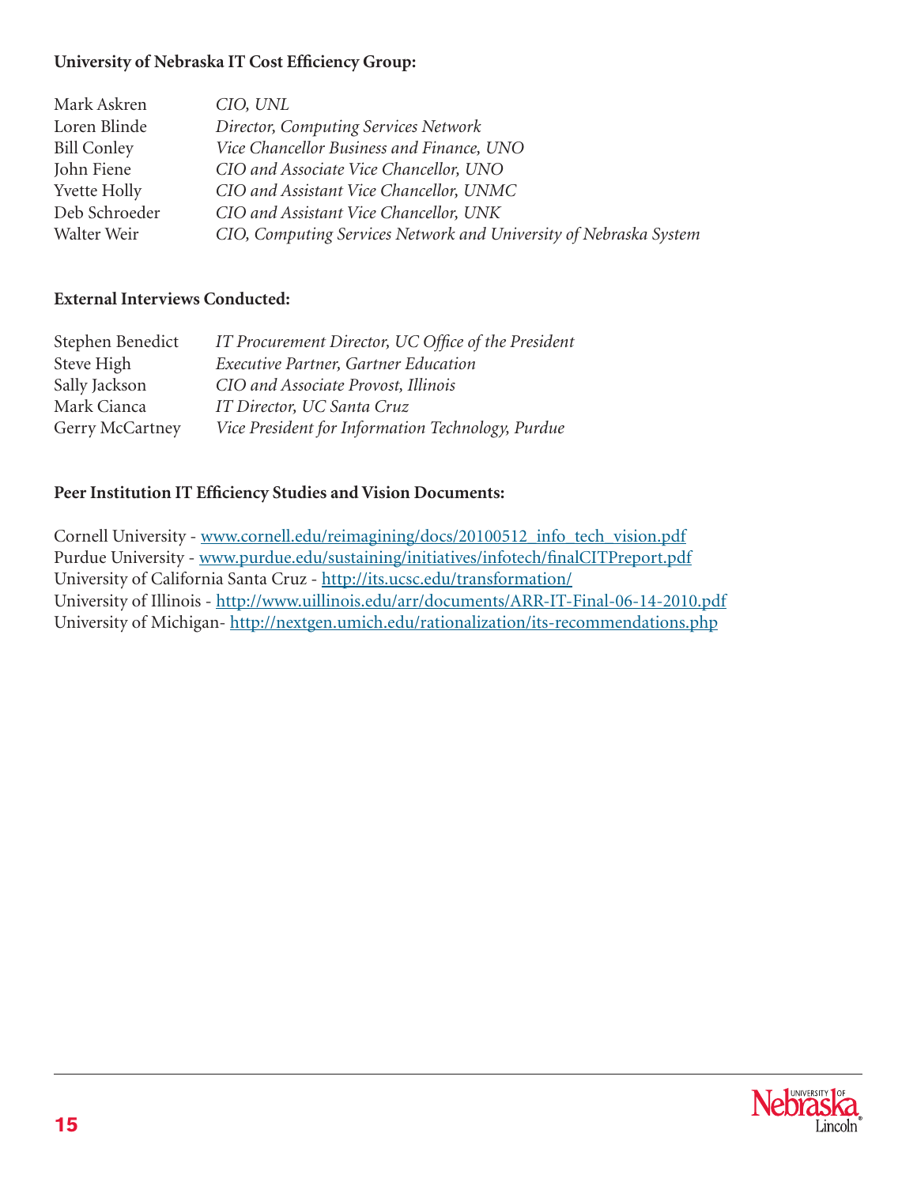**University of Nebraska IT Cost Efficiency Group:**

| | |
|---|---|
| Mark Askren | *CIO, UNL* |
| Loren Blinde | *Director, Computing Services Network* |
| Bill Conley | *Vice Chancellor Business and Finance, UNO* |
| John Fiene | *CIO and Associate Vice Chancellor, UNO* |
| Yvette Holly | *CIO and Assistant Vice Chancellor, UNMC* |
| Deb Schroeder | *CIO and Assistant Vice Chancellor, UNK* |
| Walter Weir | *CIO, Computing Services Network and University of Nebraska System* |

**External Interviews Conducted:**

| | |
|---|---|
| Stephen Benedict | *IT Procurement Director, UC Office of the President* |
| Steve High | *Executive Partner, Gartner Education* |
| Sally Jackson | *CIO and Associate Provost, Illinois* |
| Mark Cianca | *IT Director, UC Santa Cruz* |
| Gerry McCartney | *Vice President for Information Technology, Purdue* |

**Peer Institution IT Efficiency Studies and Vision Documents:**

Cornell University - www.cornell.edu/reimagining/docs/20100512_info_tech_vision.pdf
Purdue University - www.purdue.edu/sustaining/initiatives/infotech/finalCITPreport.pdf
University of California Santa Cruz - http://its.ucsc.edu/transformation/
University of Illinois - http://www.uillinois.edu/arr/documents/ARR-IT-Final-06-14-2010.pdf
University of Michigan- http://nextgen.umich.edu/rationalization/its-recommendations.php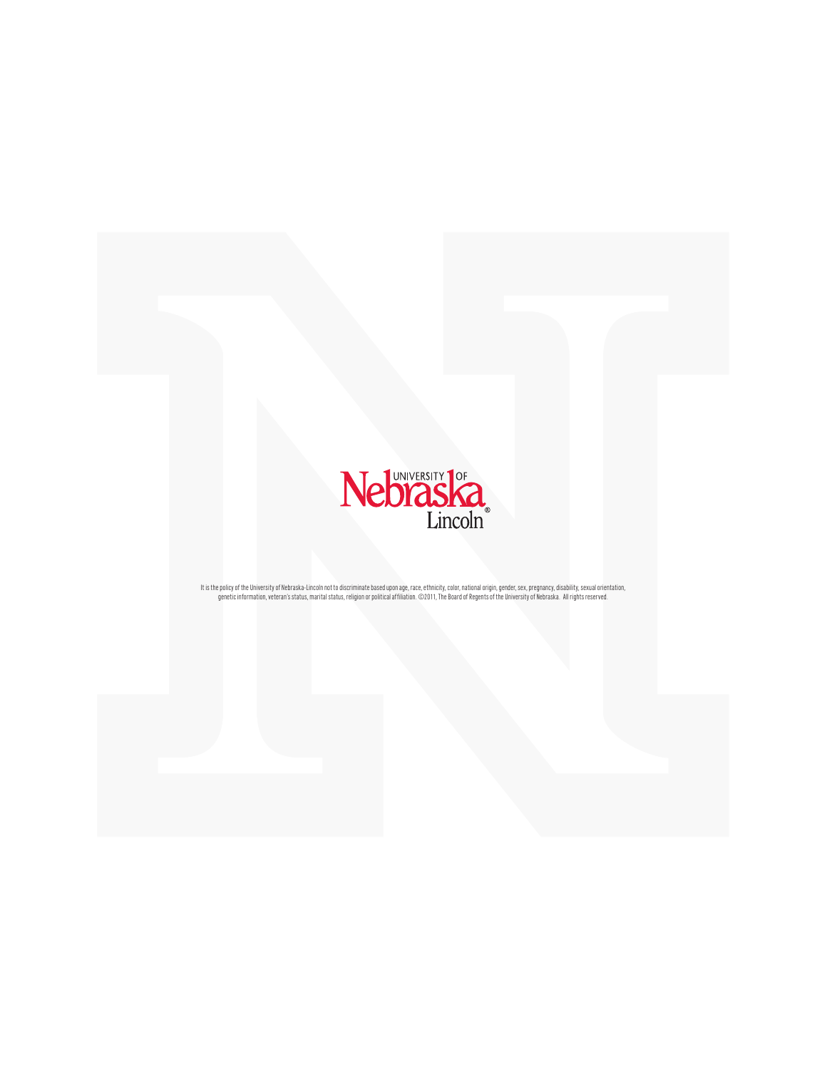University of Nebraska Lincoln

It is the policy of the University of Nebraska-Lincoln not to discriminate based upon age, race, ethnicity, color, national origin, gender, sex, pregnancy, disability, sexual orientation, genetic information, veteran's status, marital status, religion or political affiliation. ©2011, The Board of Regents of the University of Nebraska. All rights reserved.